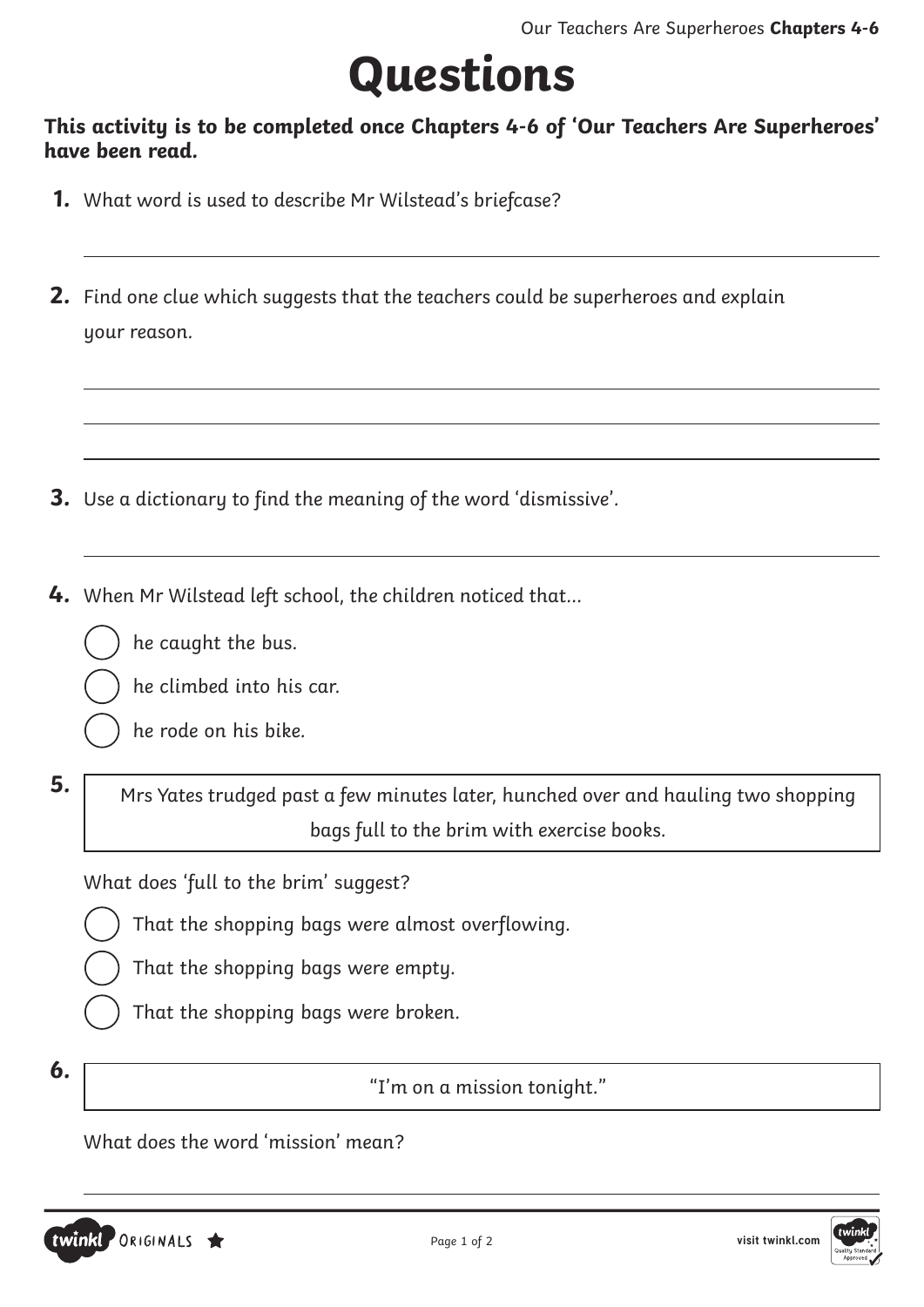# Questions

**This activity is to be completed once Chapters 4-6 of 'Our Teachers Are Superheroes' have been read.**

**1.** What word is used to describe Mr Wilstead's briefcase?

______________________________________________

**2.** Find one clue which suggests that the teachers could be superheroes and explain your reason.

______________________________________________

______________________________________________

______________________________________________

**3.** Use a dictionary to find the meaning of the word 'dismissive'.

______________________________________________

**4.** When Mr Wilstead left school, the children noticed that...

- ◯ he caught the bus.
- ◯ he climbed into his car.
- ◯ he rode on his bike.

**5.**

> Mrs Yates trudged past a few minutes later, hunched over and hauling two shopping bags full to the brim with exercise books.

What does 'full to the brim' suggest?

- ◯ That the shopping bags were almost overflowing.
- ◯ That the shopping bags were empty.
- ◯ That the shopping bags were broken.

**6.**

> "I'm on a mission tonight."

What does the word 'mission' mean?

______________________________________________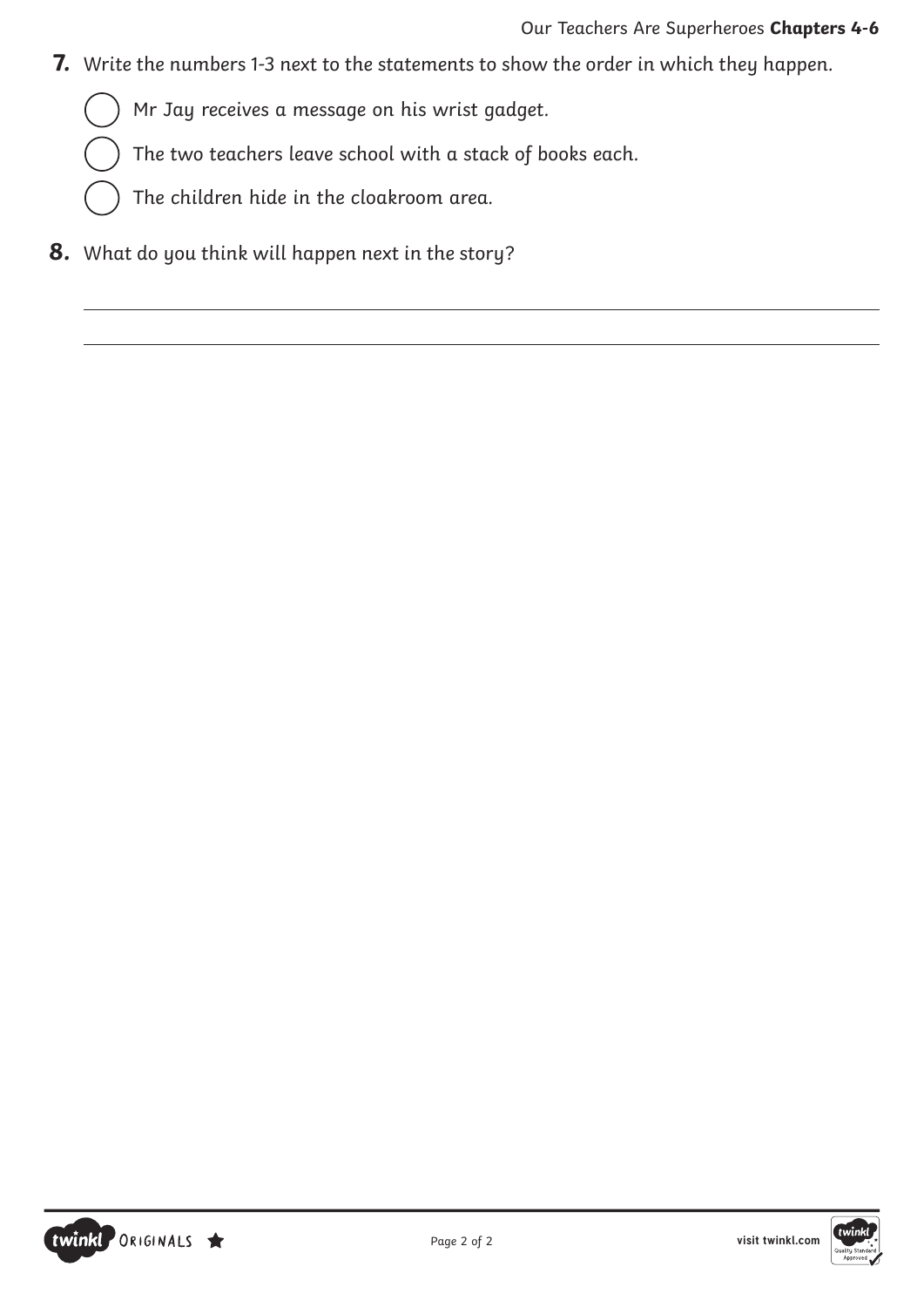**7.** Write the numbers 1-3 next to the statements to show the order in which they happen.

- ◯ Mr Jay receives a message on his wrist gadget.
- ◯ The two teachers leave school with a stack of books each.
- ◯ The children hide in the cloakroom area.

**8.** What do you think will happen next in the story?

_______________________________________________

_______________________________________________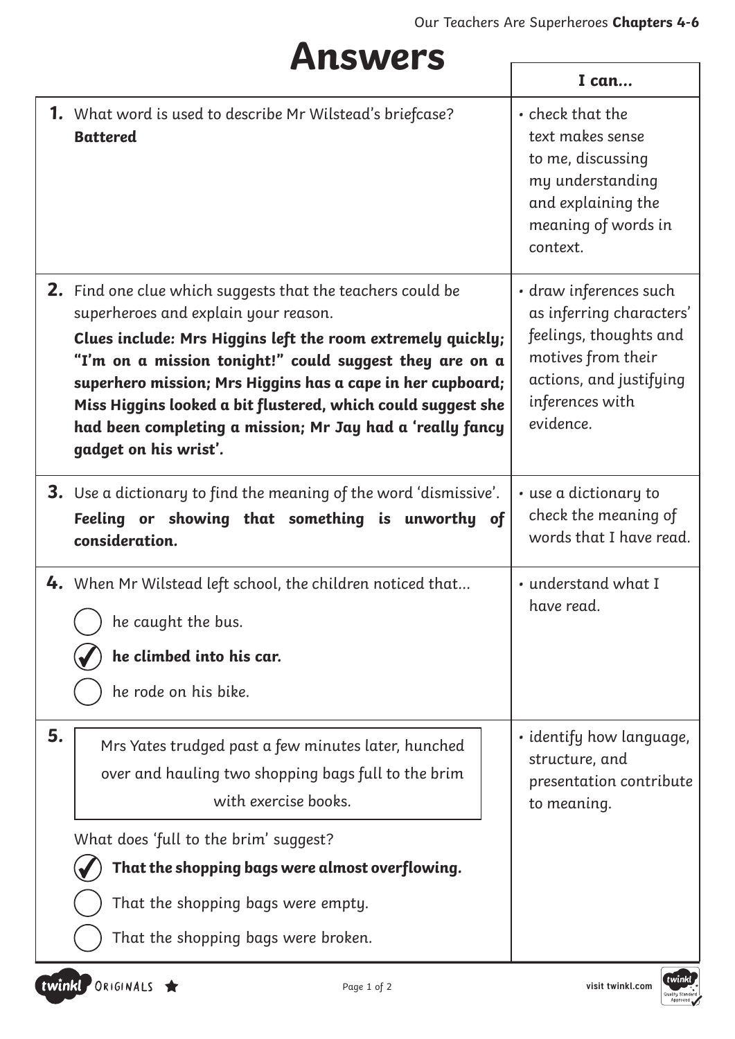# Answers

| | I can... |
|---|---|
| **1.** What word is used to describe Mr Wilstead's briefcase?<br>**Battered** | • check that the text makes sense to me, discussing my understanding and explaining the meaning of words in context. |
| **2.** Find one clue which suggests that the teachers could be superheroes and explain your reason.<br>**Clues include: Mrs Higgins left the room extremely quickly; "I'm on a mission tonight!" could suggest they are on a superhero mission; Mrs Higgins has a cape in her cupboard; Miss Higgins looked a bit flustered, which could suggest she had been completing a mission; Mr Jay had a 'really fancy gadget on his wrist'.** | • draw inferences such as inferring characters' feelings, thoughts and motives from their actions, and justifying inferences with evidence. |
| **3.** Use a dictionary to find the meaning of the word 'dismissive'.<br>**Feeling or showing that something is unworthy of consideration.** | • use a dictionary to check the meaning of words that I have read. |
| **4.** When Mr Wilstead left school, the children noticed that...<br>○ he caught the bus.<br>✓ **he climbed into his car.**<br>○ he rode on his bike. | • understand what I have read. |
| **5.** Mrs Yates trudged past a few minutes later, hunched over and hauling two shopping bags full to the brim with exercise books.<br>What does 'full to the brim' suggest?<br>✓ **That the shopping bags were almost overflowing.**<br>○ That the shopping bags were empty.<br>○ That the shopping bags were broken. | • identify how language, structure, and presentation contribute to meaning. |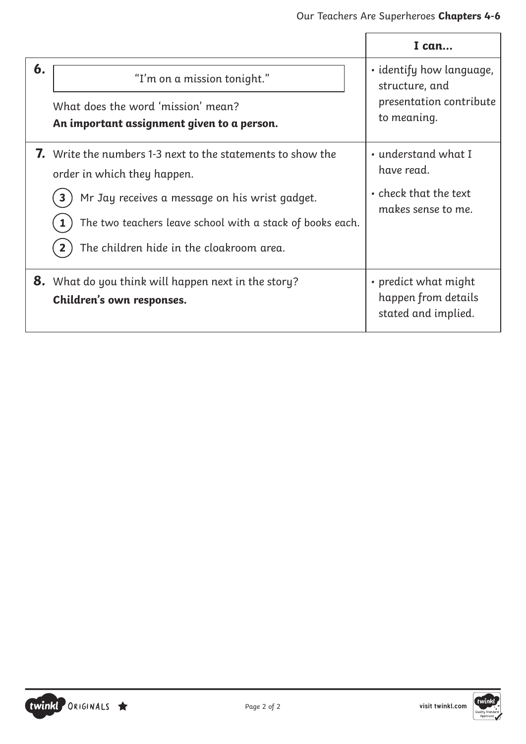| | | I can... |
|---|---|---|
| **6.** | "I'm on a mission tonight."<br><br>What does the word 'mission' mean?<br>**An important assignment given to a person.** | • identify how language, structure, and presentation contribute to meaning. |
| **7.** | Write the numbers 1-3 next to the statements to show the order in which they happen.<br><br>(3) Mr Jay receives a message on his wrist gadget.<br>(1) The two teachers leave school with a stack of books each.<br>(2) The children hide in the cloakroom area. | • understand what I have read.<br>• check that the text makes sense to me. |
| **8.** | What do you think will happen next in the story?<br>**Children's own responses.** | • predict what might happen from details stated and implied. |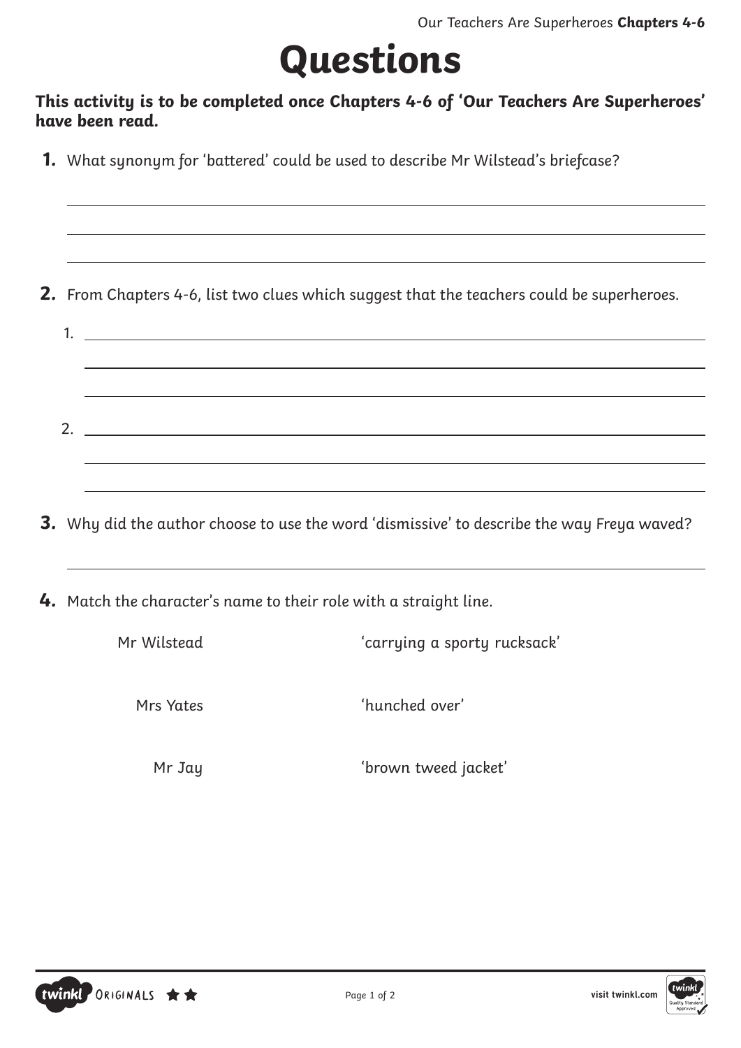# Questions

**This activity is to be completed once Chapters 4-6 of 'Our Teachers Are Superheroes' have been read.**

**1.** What synonym for 'battered' could be used to describe Mr Wilstead's briefcase?

_______________________________________________

_______________________________________________

_______________________________________________

**2.** From Chapters 4-6, list two clues which suggest that the teachers could be superheroes.

1. _______________________________________________

   _______________________________________________

   _______________________________________________

2. _______________________________________________

   _______________________________________________

   _______________________________________________

**3.** Why did the author choose to use the word 'dismissive' to describe the way Freya waved?

_______________________________________________

**4.** Match the character's name to their role with a straight line.

| | |
|---|---|
| Mr Wilstead | 'carrying a sporty rucksack' |
| Mrs Yates | 'hunched over' |
| Mr Jay | 'brown tweed jacket' |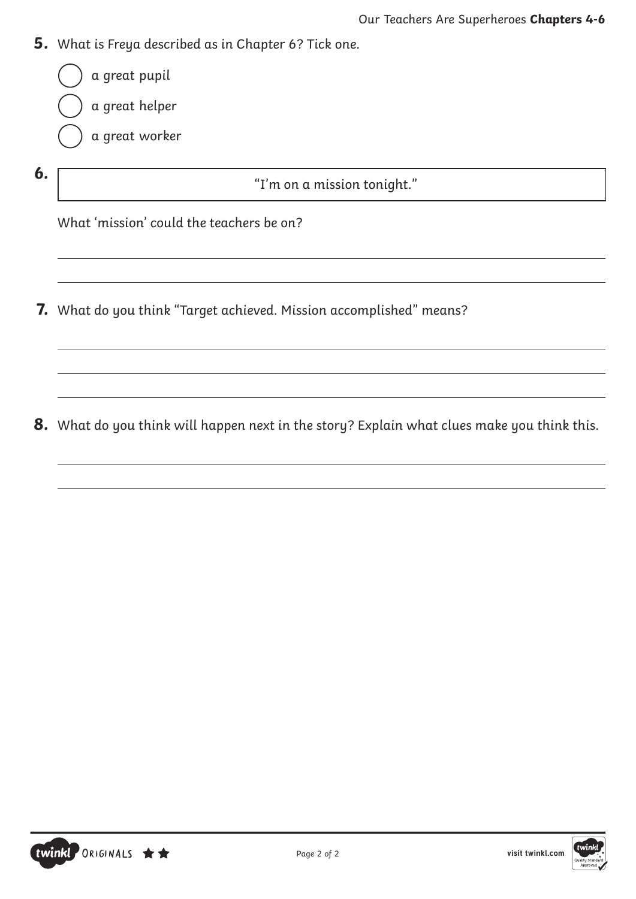**5.** What is Freya described as in Chapter 6? Tick one.

- ◯ a great pupil
- ◯ a great helper
- ◯ a great worker

**6.**

> "I'm on a mission tonight."

What 'mission' could the teachers be on?

______________________________________________

______________________________________________

**7.** What do you think "Target achieved. Mission accomplished" means?

______________________________________________

______________________________________________

______________________________________________

**8.** What do you think will happen next in the story? Explain what clues make you think this.

______________________________________________

______________________________________________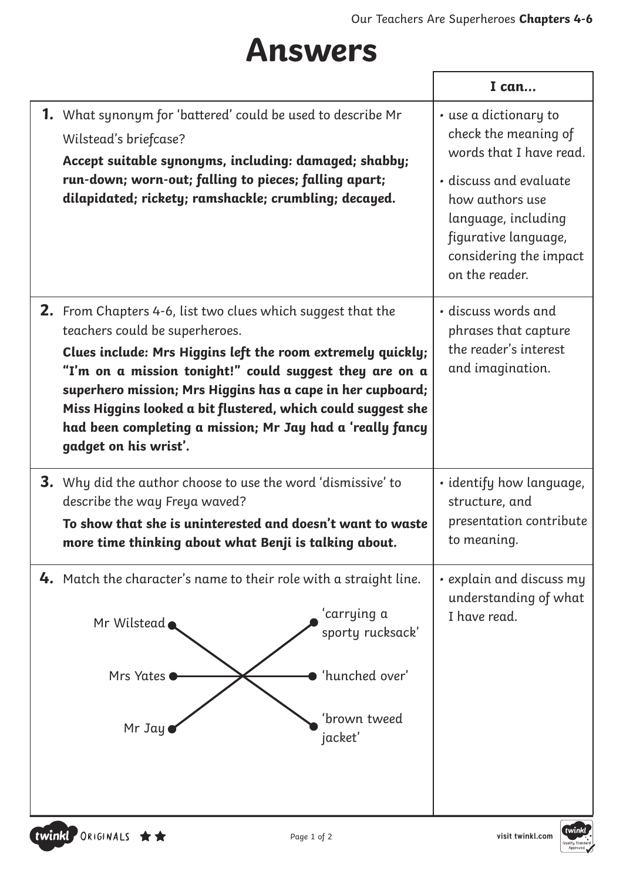# Answers

| | I can... |
|---|---|
| **1.** What synonym for 'battered' could be used to describe Mr Wilstead's briefcase?<br><br>**Accept suitable synonyms, including: damaged; shabby; run-down; worn-out; falling to pieces; falling apart; dilapidated; rickety; ramshackle; crumbling; decayed.** | • use a dictionary to check the meaning of words that I have read.<br>• discuss and evaluate how authors use language, including figurative language, considering the impact on the reader. |
| **2.** From Chapters 4-6, list two clues which suggest that the teachers could be superheroes.<br><br>**Clues include: Mrs Higgins left the room extremely quickly; "I'm on a mission tonight!" could suggest they are on a superhero mission; Mrs Higgins has a cape in her cupboard; Miss Higgins looked a bit flustered, which could suggest she had been completing a mission; Mr Jay had a 'really fancy gadget on his wrist'.** | • discuss words and phrases that capture the reader's interest and imagination. |
| **3.** Why did the author choose to use the word 'dismissive' to describe the way Freya waved?<br><br>**To show that she is uninterested and doesn't want to waste more time thinking about what Benji is talking about.** | • identify how language, structure, and presentation contribute to meaning. |
| **4.** Match the character's name to their role with a straight line.<br><br>Mr Wilstead — 'brown tweed jacket'<br>Mrs Yates — 'hunched over'<br>Mr Jay — 'carrying a sporty rucksack' | • explain and discuss my understanding of what I have read. |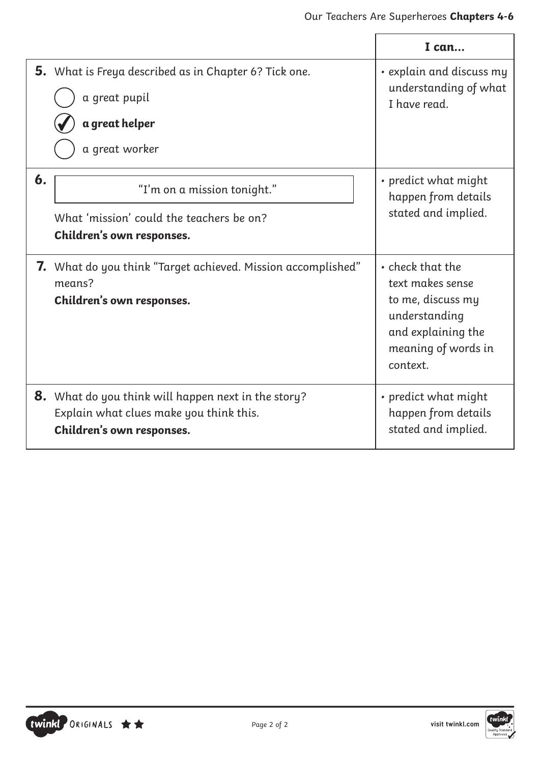| | I can... |
|---|---|
| **5.** What is Freya described as in Chapter 6? Tick one.<br>◯ a great pupil<br>✔ **a great helper**<br>◯ a great worker | • explain and discuss my understanding of what I have read. |
| **6.** "I'm on a mission tonight."<br>What 'mission' could the teachers be on?<br>**Children's own responses.** | • predict what might happen from details stated and implied. |
| **7.** What do you think "Target achieved. Mission accomplished" means?<br>**Children's own responses.** | • check that the text makes sense to me, discuss my understanding and explaining the meaning of words in context. |
| **8.** What do you think will happen next in the story? Explain what clues make you think this.<br>**Children's own responses.** | • predict what might happen from details stated and implied. |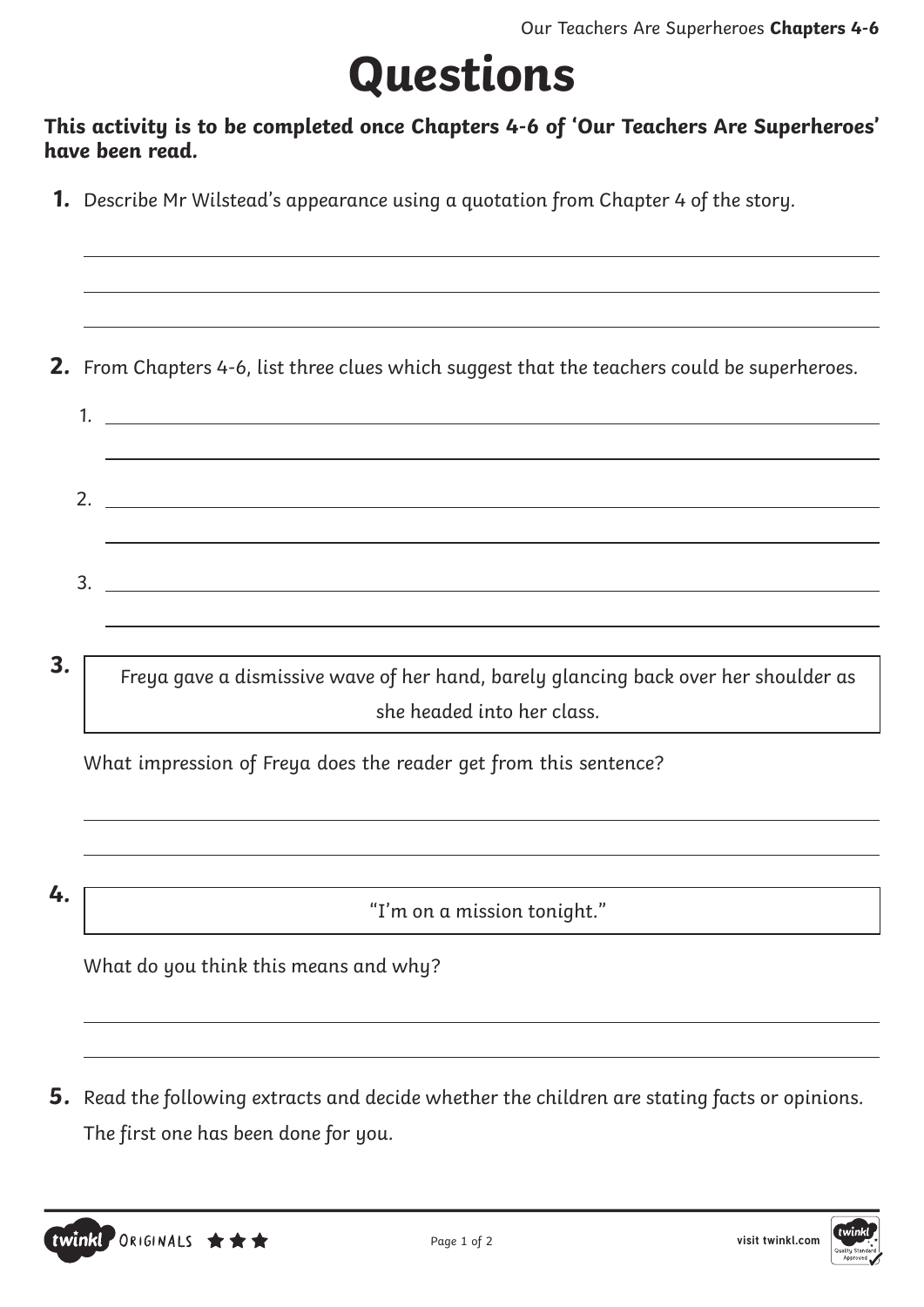# Questions

**This activity is to be completed once Chapters 4-6 of 'Our Teachers Are Superheroes' have been read.**

**1.** Describe Mr Wilstead's appearance using a quotation from Chapter 4 of the story.

**2.** From Chapters 4-6, list three clues which suggest that the teachers could be superheroes.

1.

2.

3.

**3.**

> *Freya gave a dismissive wave of her hand, barely glancing back over her shoulder as she headed into her class.*

*What impression of Freya does the reader get from this sentence?*

**4.**

> *"I'm on a mission tonight."*

*What do you think this means and why?*

**5.** Read the following extracts and decide whether the children are stating facts or opinions. The first one has been done for you.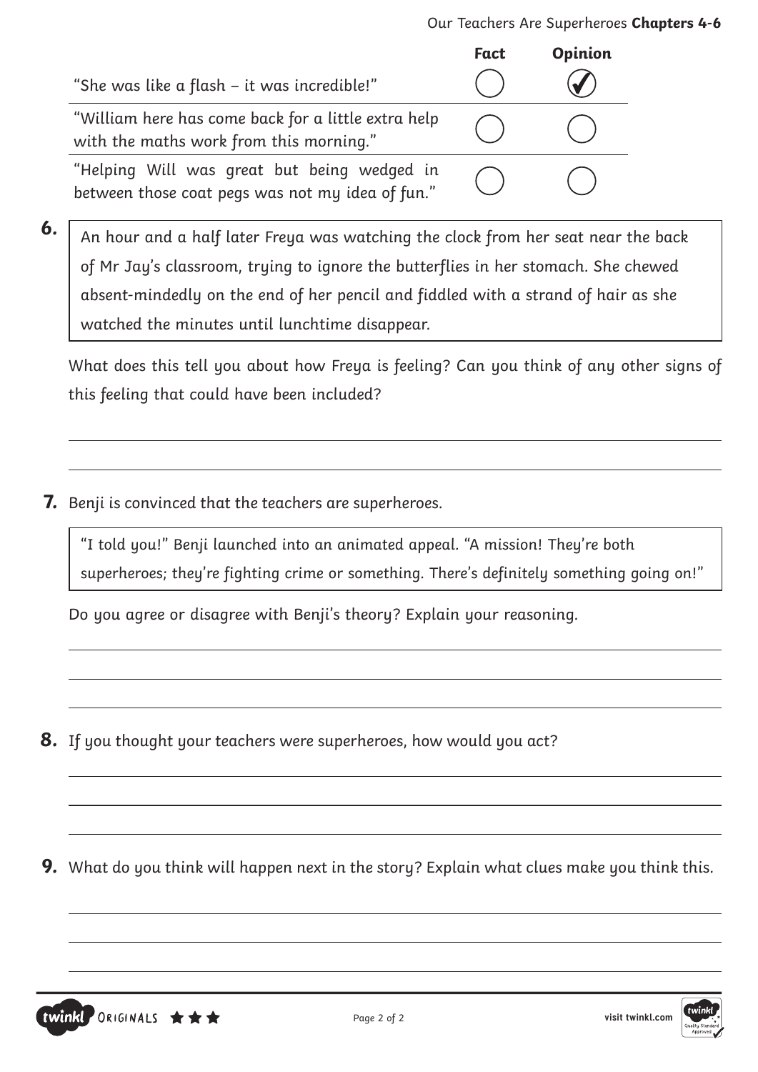| | Fact | Opinion |
|---|---|---|
| "She was like a flash – it was incredible!" | ◯ | ✔ |
| "William here has come back for a little extra help with the maths work from this morning." | ◯ | ◯ |
| "Helping Will was great but being wedged in between those coat pegs was not my idea of fun." | ◯ | ◯ |

**6.**

> An hour and a half later Freya was watching the clock from her seat near the back of Mr Jay's classroom, trying to ignore the butterflies in her stomach. She chewed absent-mindedly on the end of her pencil and fiddled with a strand of hair as she watched the minutes until lunchtime disappear.

What does this tell you about how Freya is feeling? Can you think of any other signs of this feeling that could have been included?

**7.** Benji is convinced that the teachers are superheroes.

> "I told you!" Benji launched into an animated appeal. "A mission! They're both superheroes; they're fighting crime or something. There's definitely something going on!"

Do you agree or disagree with Benji's theory? Explain your reasoning.

**8.** If you thought your teachers were superheroes, how would you act?

**9.** What do you think will happen next in the story? Explain what clues make you think this.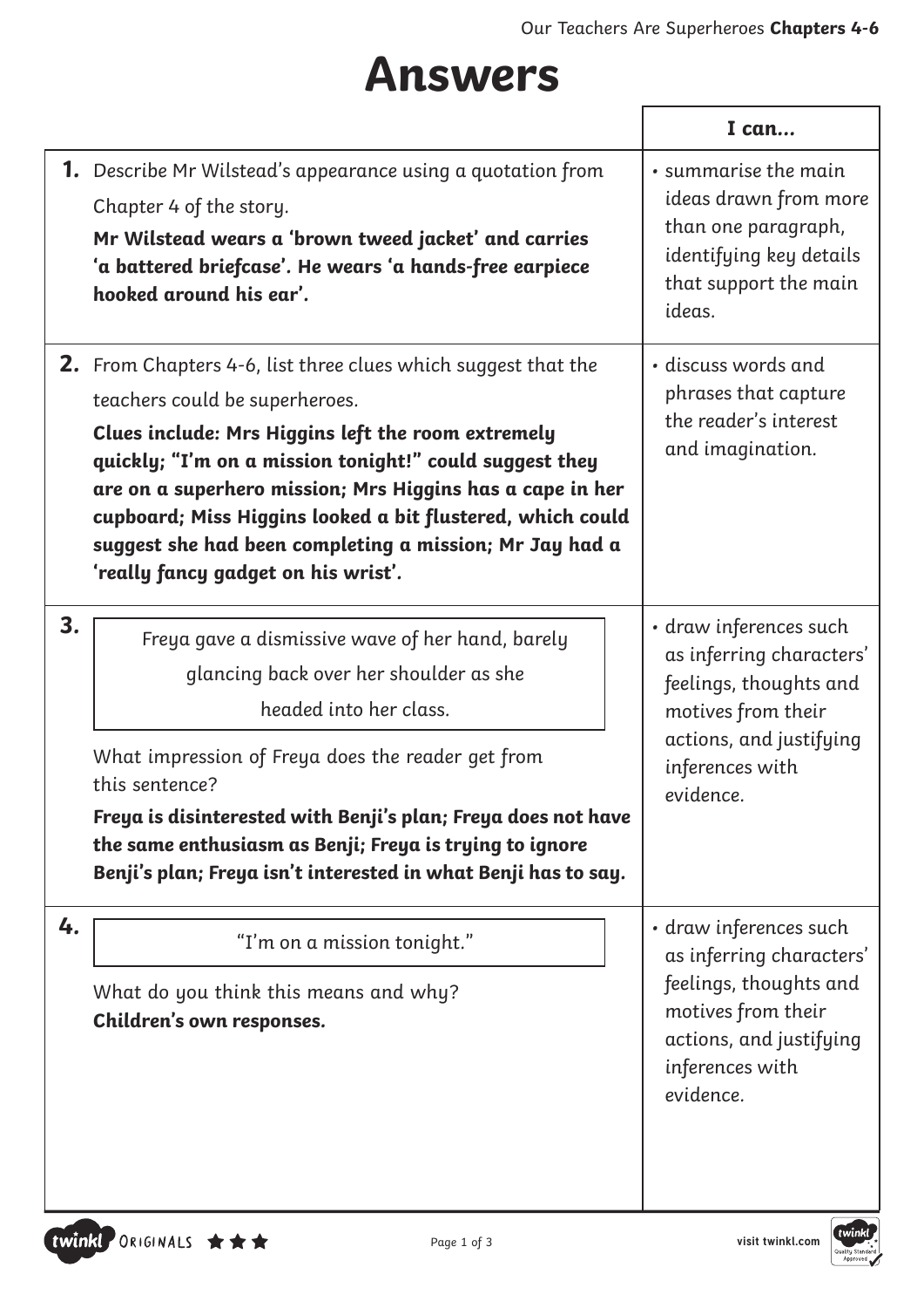# Answers

| | I can... |
|---|---|
| **1.** Describe Mr Wilstead's appearance using a quotation from Chapter 4 of the story. **Mr Wilstead wears a 'brown tweed jacket' and carries 'a battered briefcase'. He wears 'a hands-free earpiece hooked around his ear'.** | • summarise the main ideas drawn from more than one paragraph, identifying key details that support the main ideas. |
| **2.** From Chapters 4-6, list three clues which suggest that the teachers could be superheroes. **Clues include: Mrs Higgins left the room extremely quickly; "I'm on a mission tonight!" could suggest they are on a superhero mission; Mrs Higgins has a cape in her cupboard; Miss Higgins looked a bit flustered, which could suggest she had been completing a mission; Mr Jay had a 'really fancy gadget on his wrist'.** | • discuss words and phrases that capture the reader's interest and imagination. |
| **3.** Freya gave a dismissive wave of her hand, barely glancing back over her shoulder as she headed into her class. What impression of Freya does the reader get from this sentence? **Freya is disinterested with Benji's plan; Freya does not have the same enthusiasm as Benji; Freya is trying to ignore Benji's plan; Freya isn't interested in what Benji has to say.** | • draw inferences such as inferring characters' feelings, thoughts and motives from their actions, and justifying inferences with evidence. |
| **4.** "I'm on a mission tonight." What do you think this means and why? **Children's own responses.** | • draw inferences such as inferring characters' feelings, thoughts and motives from their actions, and justifying inferences with evidence. |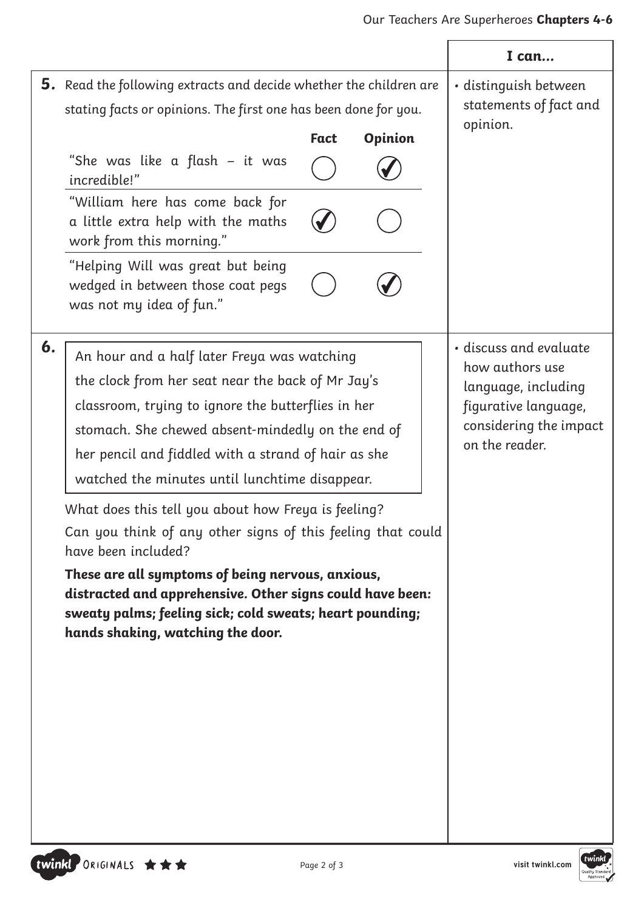| | **I can...** |
|---|---|
| **5.** Read the following extracts and decide whether the children are stating facts or opinions. The first one has been done for you. | • distinguish between statements of fact and opinion. |
| **6.** | • discuss and evaluate how authors use language, including figurative language, considering the impact on the reader. |

**5.** Read the following extracts and decide whether the children are stating facts or opinions. The first one has been done for you.

| | **Fact** | **Opinion** |
|---|---|---|
| "She was like a flash – it was incredible!" | ◯ | ✓ |
| "William here has come back for a little extra help with the maths work from this morning." | ✓ | ◯ |
| "Helping Will was great but being wedged in between those coat pegs was not my idea of fun." | ◯ | ✓ |

**6.**

> An hour and a half later Freya was watching the clock from her seat near the back of Mr Jay's classroom, trying to ignore the butterflies in her stomach. She chewed absent-mindedly on the end of her pencil and fiddled with a strand of hair as she watched the minutes until lunchtime disappear.

What does this tell you about how Freya is feeling?

Can you think of any other signs of this feeling that could have been included?

**These are all symptoms of being nervous, anxious, distracted and apprehensive. Other signs could have been: sweaty palms; feeling sick; cold sweats; heart pounding; hands shaking, watching the door.**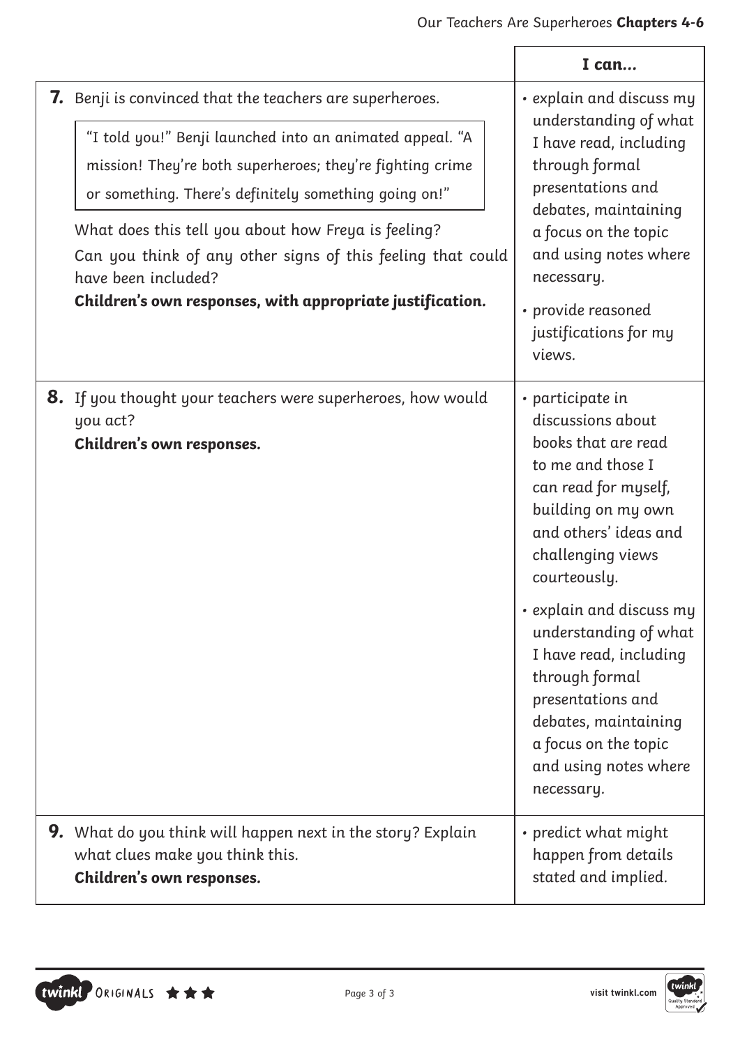| | I can... |
|---|---|
| **7.** Benji is convinced that the teachers are superheroes.<br><br>"I told you!" Benji launched into an animated appeal. "A mission! They're both superheroes; they're fighting crime or something. There's definitely something going on!"<br><br>What does this tell you about how Freya is feeling?<br>Can you think of any other signs of this feeling that could have been included?<br>**Children's own responses, with appropriate justification.** | • explain and discuss my understanding of what I have read, including through formal presentations and debates, maintaining a focus on the topic and using notes where necessary.<br>• provide reasoned justifications for my views. |
| **8.** If you thought your teachers were superheroes, how would you act?<br>**Children's own responses.** | • participate in discussions about books that are read to me and those I can read for myself, building on my own and others' ideas and challenging views courteously.<br>• explain and discuss my understanding of what I have read, including through formal presentations and debates, maintaining a focus on the topic and using notes where necessary. |
| **9.** What do you think will happen next in the story? Explain what clues make you think this.<br>**Children's own responses.** | • predict what might happen from details stated and implied. |